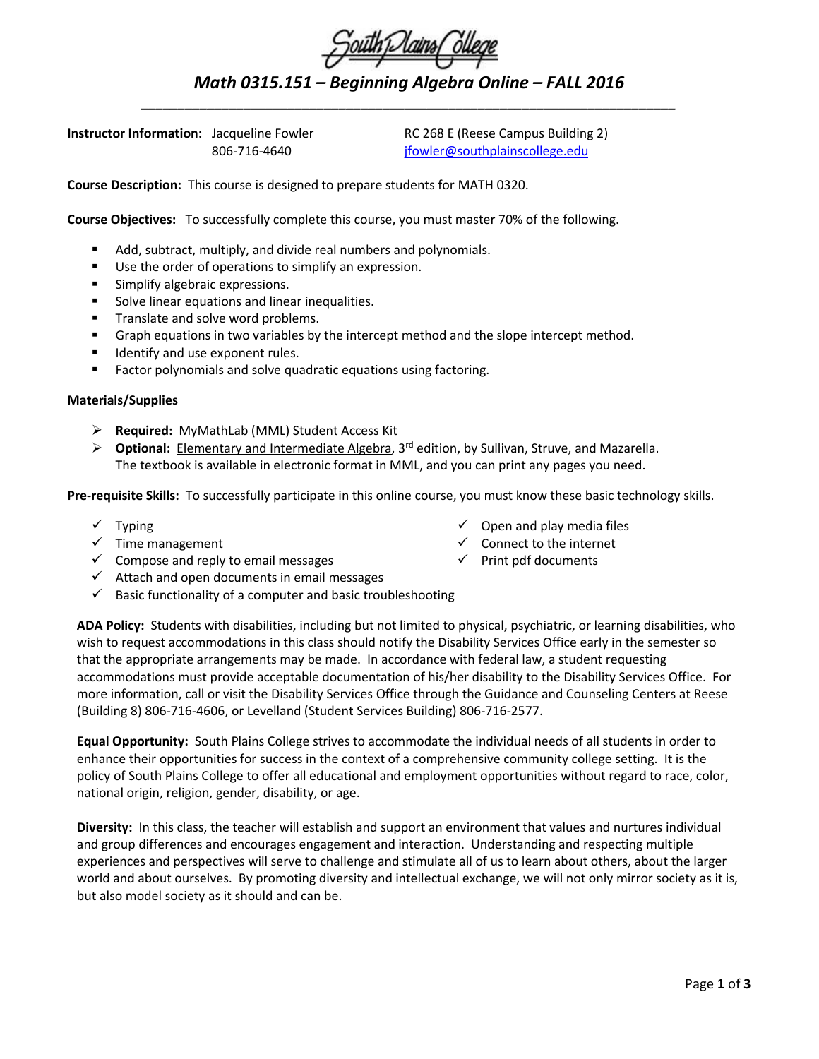South Plains College

# *Math 0315.151 – Beginning Algebra Online – FALL 2016*

**Instructor Information:** Jacqueline Fowler
806-716-4640
RC 268 E (Reese Campus Building 2)
jfowler@southplainscollege.edu

**Course Description:** This course is designed to prepare students for MATH 0320.

**Course Objectives:** To successfully complete this course, you must master 70% of the following.

- Add, subtract, multiply, and divide real numbers and polynomials.
- Use the order of operations to simplify an expression.
- Simplify algebraic expressions.
- Solve linear equations and linear inequalities.
- Translate and solve word problems.
- Graph equations in two variables by the intercept method and the slope intercept method.
- Identify and use exponent rules.
- Factor polynomials and solve quadratic equations using factoring.

**Materials/Supplies**

- **Required:** MyMathLab (MML) Student Access Kit
- **Optional:** Elementary and Intermediate Algebra, 3rd edition, by Sullivan, Struve, and Mazarella. The textbook is available in electronic format in MML, and you can print any pages you need.

**Pre-requisite Skills:** To successfully participate in this online course, you must know these basic technology skills.

- ✓ Typing
- ✓ Time management
- ✓ Compose and reply to email messages
- ✓ Attach and open documents in email messages
- ✓ Basic functionality of a computer and basic troubleshooting
- ✓ Open and play media files
- ✓ Connect to the internet
- ✓ Print pdf documents

**ADA Policy:** Students with disabilities, including but not limited to physical, psychiatric, or learning disabilities, who wish to request accommodations in this class should notify the Disability Services Office early in the semester so that the appropriate arrangements may be made. In accordance with federal law, a student requesting accommodations must provide acceptable documentation of his/her disability to the Disability Services Office. For more information, call or visit the Disability Services Office through the Guidance and Counseling Centers at Reese (Building 8) 806-716-4606, or Levelland (Student Services Building) 806-716-2577.

**Equal Opportunity:** South Plains College strives to accommodate the individual needs of all students in order to enhance their opportunities for success in the context of a comprehensive community college setting. It is the policy of South Plains College to offer all educational and employment opportunities without regard to race, color, national origin, religion, gender, disability, or age.

**Diversity:** In this class, the teacher will establish and support an environment that values and nurtures individual and group differences and encourages engagement and interaction. Understanding and respecting multiple experiences and perspectives will serve to challenge and stimulate all of us to learn about others, about the larger world and about ourselves. By promoting diversity and intellectual exchange, we will not only mirror society as it is, but also model society as it should and can be.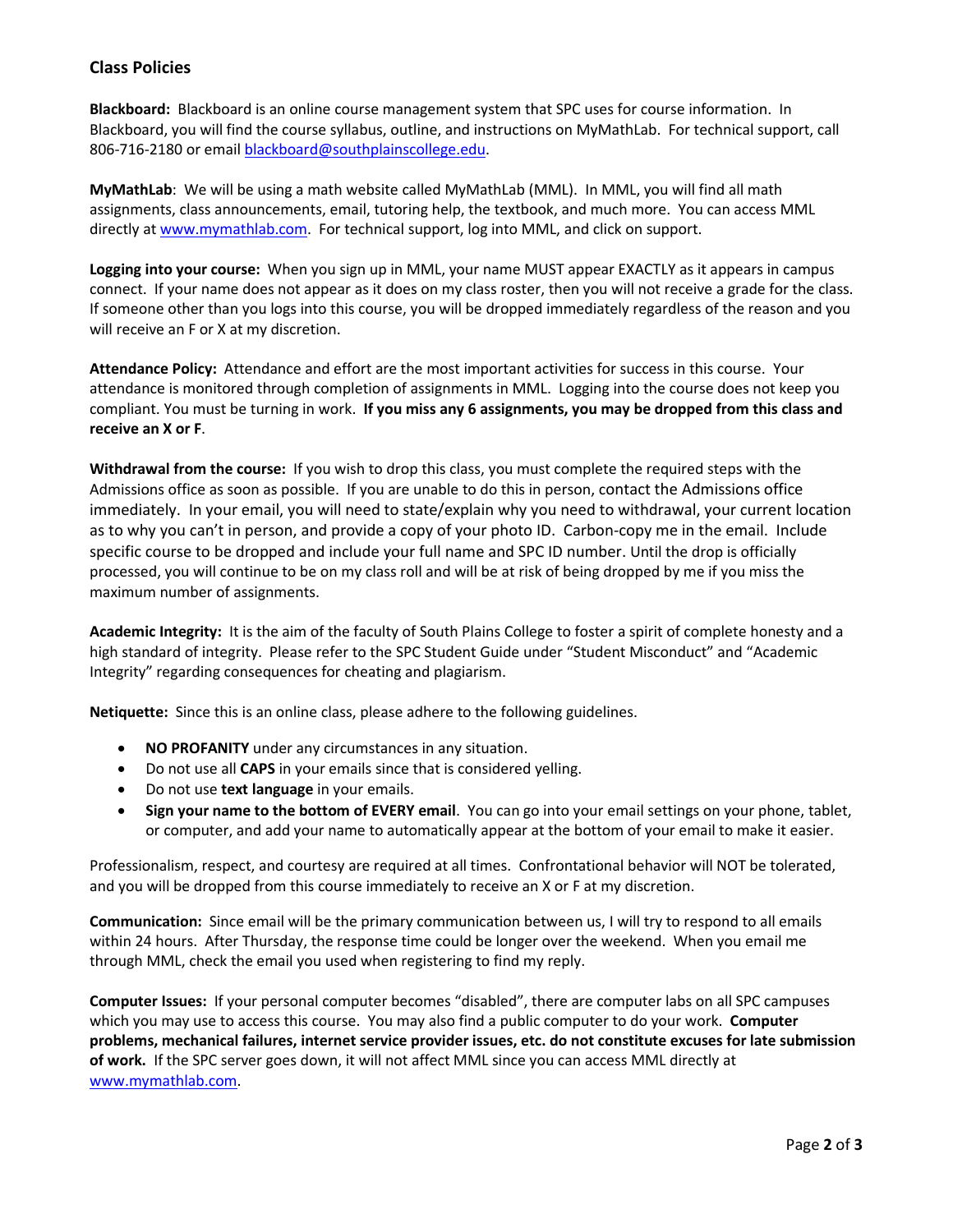## Class Policies

**Blackboard:** Blackboard is an online course management system that SPC uses for course information. In Blackboard, you will find the course syllabus, outline, and instructions on MyMathLab. For technical support, call 806-716-2180 or email blackboard@southplainscollege.edu.

**MyMathLab**: We will be using a math website called MyMathLab (MML). In MML, you will find all math assignments, class announcements, email, tutoring help, the textbook, and much more. You can access MML directly at www.mymathlab.com. For technical support, log into MML, and click on support.

**Logging into your course:** When you sign up in MML, your name MUST appear EXACTLY as it appears in campus connect. If your name does not appear as it does on my class roster, then you will not receive a grade for the class. If someone other than you logs into this course, you will be dropped immediately regardless of the reason and you will receive an F or X at my discretion.

**Attendance Policy:** Attendance and effort are the most important activities for success in this course. Your attendance is monitored through completion of assignments in MML. Logging into the course does not keep you compliant. You must be turning in work. **If you miss any 6 assignments, you may be dropped from this class and receive an X or F**.

**Withdrawal from the course:** If you wish to drop this class, you must complete the required steps with the Admissions office as soon as possible. If you are unable to do this in person, contact the Admissions office immediately. In your email, you will need to state/explain why you need to withdrawal, your current location as to why you can't in person, and provide a copy of your photo ID. Carbon-copy me in the email. Include specific course to be dropped and include your full name and SPC ID number. Until the drop is officially processed, you will continue to be on my class roll and will be at risk of being dropped by me if you miss the maximum number of assignments.

**Academic Integrity:** It is the aim of the faculty of South Plains College to foster a spirit of complete honesty and a high standard of integrity. Please refer to the SPC Student Guide under "Student Misconduct" and "Academic Integrity" regarding consequences for cheating and plagiarism.

**Netiquette:** Since this is an online class, please adhere to the following guidelines.

- **NO PROFANITY** under any circumstances in any situation.
- Do not use all **CAPS** in your emails since that is considered yelling.
- Do not use **text language** in your emails.
- **Sign your name to the bottom of EVERY email**. You can go into your email settings on your phone, tablet, or computer, and add your name to automatically appear at the bottom of your email to make it easier.

Professionalism, respect, and courtesy are required at all times. Confrontational behavior will NOT be tolerated, and you will be dropped from this course immediately to receive an X or F at my discretion.

**Communication:** Since email will be the primary communication between us, I will try to respond to all emails within 24 hours. After Thursday, the response time could be longer over the weekend. When you email me through MML, check the email you used when registering to find my reply.

**Computer Issues:** If your personal computer becomes "disabled", there are computer labs on all SPC campuses which you may use to access this course. You may also find a public computer to do your work. **Computer problems, mechanical failures, internet service provider issues, etc. do not constitute excuses for late submission of work.** If the SPC server goes down, it will not affect MML since you can access MML directly at www.mymathlab.com.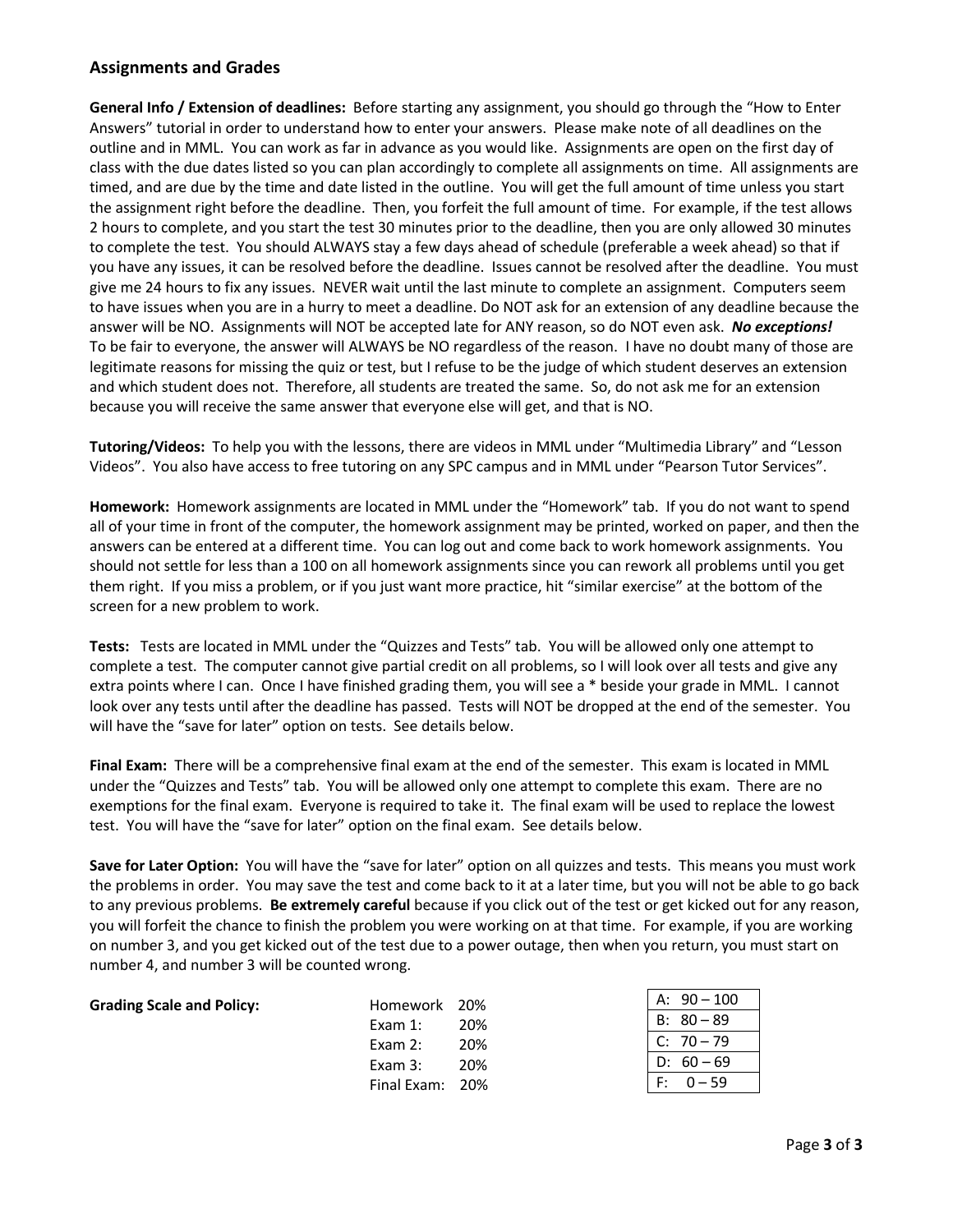## Assignments and Grades

**General Info / Extension of deadlines:** Before starting any assignment, you should go through the "How to Enter Answers" tutorial in order to understand how to enter your answers. Please make note of all deadlines on the outline and in MML. You can work as far in advance as you would like. Assignments are open on the first day of class with the due dates listed so you can plan accordingly to complete all assignments on time. All assignments are timed, and are due by the time and date listed in the outline. You will get the full amount of time unless you start the assignment right before the deadline. Then, you forfeit the full amount of time. For example, if the test allows 2 hours to complete, and you start the test 30 minutes prior to the deadline, then you are only allowed 30 minutes to complete the test. You should ALWAYS stay a few days ahead of schedule (preferable a week ahead) so that if you have any issues, it can be resolved before the deadline. Issues cannot be resolved after the deadline. You must give me 24 hours to fix any issues. NEVER wait until the last minute to complete an assignment. Computers seem to have issues when you are in a hurry to meet a deadline. Do NOT ask for an extension of any deadline because the answer will be NO. Assignments will NOT be accepted late for ANY reason, so do NOT even ask. ***No exceptions!*** To be fair to everyone, the answer will ALWAYS be NO regardless of the reason. I have no doubt many of those are legitimate reasons for missing the quiz or test, but I refuse to be the judge of which student deserves an extension and which student does not. Therefore, all students are treated the same. So, do not ask me for an extension because you will receive the same answer that everyone else will get, and that is NO.

**Tutoring/Videos:** To help you with the lessons, there are videos in MML under "Multimedia Library" and "Lesson Videos". You also have access to free tutoring on any SPC campus and in MML under "Pearson Tutor Services".

**Homework:** Homework assignments are located in MML under the "Homework" tab. If you do not want to spend all of your time in front of the computer, the homework assignment may be printed, worked on paper, and then the answers can be entered at a different time. You can log out and come back to work homework assignments. You should not settle for less than a 100 on all homework assignments since you can rework all problems until you get them right. If you miss a problem, or if you just want more practice, hit "similar exercise" at the bottom of the screen for a new problem to work.

**Tests:** Tests are located in MML under the "Quizzes and Tests" tab. You will be allowed only one attempt to complete a test. The computer cannot give partial credit on all problems, so I will look over all tests and give any extra points where I can. Once I have finished grading them, you will see a * beside your grade in MML. I cannot look over any tests until after the deadline has passed. Tests will NOT be dropped at the end of the semester. You will have the "save for later" option on tests. See details below.

**Final Exam:** There will be a comprehensive final exam at the end of the semester. This exam is located in MML under the "Quizzes and Tests" tab. You will be allowed only one attempt to complete this exam. There are no exemptions for the final exam. Everyone is required to take it. The final exam will be used to replace the lowest test. You will have the "save for later" option on the final exam. See details below.

**Save for Later Option:** You will have the "save for later" option on all quizzes and tests. This means you must work the problems in order. You may save the test and come back to it at a later time, but you will not be able to go back to any previous problems. **Be extremely careful** because if you click out of the test or get kicked out for any reason, you will forfeit the chance to finish the problem you were working on at that time. For example, if you are working on number 3, and you get kicked out of the test due to a power outage, then when you return, you must start on number 4, and number 3 will be counted wrong.

**Grading Scale and Policy:**

| | |
|---|---|
| Homework | 20% |
| Exam 1: | 20% |
| Exam 2: | 20% |
| Exam 3: | 20% |
| Final Exam: | 20% |

| |
|---|
| A: 90 – 100 |
| B: 80 – 89 |
| C: 70 – 79 |
| D: 60 – 69 |
| F: 0 – 59 |